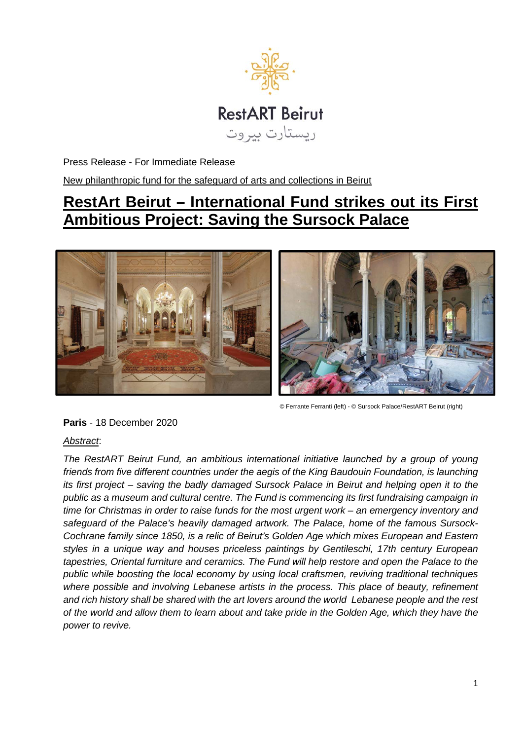RestART Beirut

ريستارت بيروت

Press Release - For Immediate Release

New philanthropic fund for the safeguard of arts and collections in Beirut

# RestArt Beirut – International Fund strikes out its First Ambitious Project: Saving the Sursock Palace

© Ferrante Ferranti (left) - © Sursock Palace/RestART Beirut (right)

**Paris** - 18 December 2020

_Abstract_:

*The RestART Beirut Fund, an ambitious international initiative launched by a group of young friends from five different countries under the aegis of the King Baudouin Foundation, is launching its first project – saving the badly damaged Sursock Palace in Beirut and helping open it to the public as a museum and cultural centre. The Fund is commencing its first fundraising campaign in time for Christmas in order to raise funds for the most urgent work – an emergency inventory and safeguard of the Palace's heavily damaged artwork. The Palace, home of the famous Sursock-Cochrane family since 1850, is a relic of Beirut's Golden Age which mixes European and Eastern styles in a unique way and houses priceless paintings by Gentileschi, 17th century European tapestries, Oriental furniture and ceramics. The Fund will help restore and open the Palace to the public while boosting the local economy by using local craftsmen, reviving traditional techniques where possible and involving Lebanese artists in the process. This place of beauty, refinement and rich history shall be shared with the art lovers around the world Lebanese people and the rest of the world and allow them to learn about and take pride in the Golden Age, which they have the power to revive.*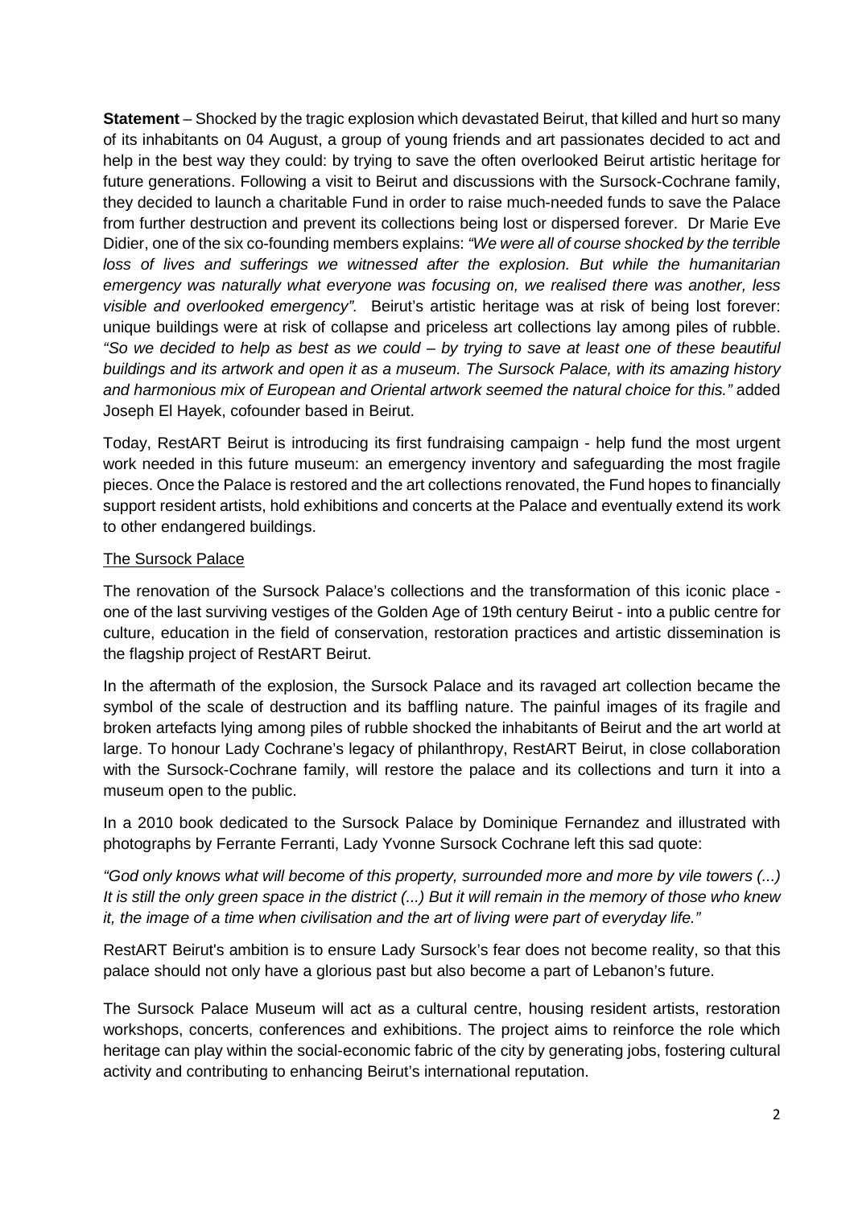**Statement** – Shocked by the tragic explosion which devastated Beirut, that killed and hurt so many of its inhabitants on 04 August, a group of young friends and art passionates decided to act and help in the best way they could: by trying to save the often overlooked Beirut artistic heritage for future generations. Following a visit to Beirut and discussions with the Sursock-Cochrane family, they decided to launch a charitable Fund in order to raise much-needed funds to save the Palace from further destruction and prevent its collections being lost or dispersed forever. Dr Marie Eve Didier, one of the six co-founding members explains: *"We were all of course shocked by the terrible loss of lives and sufferings we witnessed after the explosion. But while the humanitarian emergency was naturally what everyone was focusing on, we realised there was another, less visible and overlooked emergency".* Beirut's artistic heritage was at risk of being lost forever: unique buildings were at risk of collapse and priceless art collections lay among piles of rubble. *"So we decided to help as best as we could – by trying to save at least one of these beautiful buildings and its artwork and open it as a museum. The Sursock Palace, with its amazing history and harmonious mix of European and Oriental artwork seemed the natural choice for this."* added Joseph El Hayek, cofounder based in Beirut.

Today, RestART Beirut is introducing its first fundraising campaign - help fund the most urgent work needed in this future museum: an emergency inventory and safeguarding the most fragile pieces. Once the Palace is restored and the art collections renovated, the Fund hopes to financially support resident artists, hold exhibitions and concerts at the Palace and eventually extend its work to other endangered buildings.

## The Sursock Palace

The renovation of the Sursock Palace's collections and the transformation of this iconic place - one of the last surviving vestiges of the Golden Age of 19th century Beirut - into a public centre for culture, education in the field of conservation, restoration practices and artistic dissemination is the flagship project of RestART Beirut.

In the aftermath of the explosion, the Sursock Palace and its ravaged art collection became the symbol of the scale of destruction and its baffling nature. The painful images of its fragile and broken artefacts lying among piles of rubble shocked the inhabitants of Beirut and the art world at large. To honour Lady Cochrane's legacy of philanthropy, RestART Beirut, in close collaboration with the Sursock-Cochrane family, will restore the palace and its collections and turn it into a museum open to the public.

In a 2010 book dedicated to the Sursock Palace by Dominique Fernandez and illustrated with photographs by Ferrante Ferranti, Lady Yvonne Sursock Cochrane left this sad quote:

*"God only knows what will become of this property, surrounded more and more by vile towers (...) It is still the only green space in the district (...) But it will remain in the memory of those who knew it, the image of a time when civilisation and the art of living were part of everyday life."*

RestART Beirut's ambition is to ensure Lady Sursock's fear does not become reality, so that this palace should not only have a glorious past but also become a part of Lebanon's future.

The Sursock Palace Museum will act as a cultural centre, housing resident artists, restoration workshops, concerts, conferences and exhibitions. The project aims to reinforce the role which heritage can play within the social-economic fabric of the city by generating jobs, fostering cultural activity and contributing to enhancing Beirut's international reputation.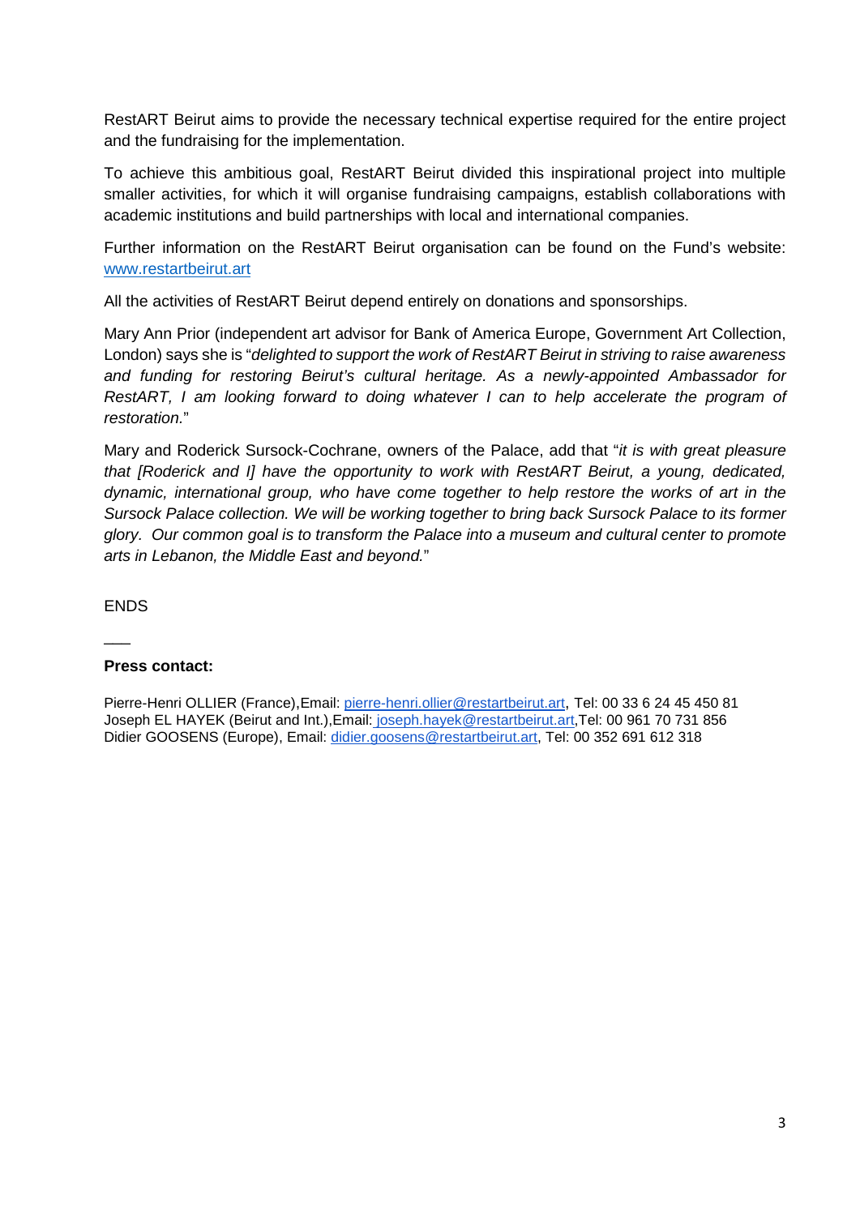RestART Beirut aims to provide the necessary technical expertise required for the entire project and the fundraising for the implementation.

To achieve this ambitious goal, RestART Beirut divided this inspirational project into multiple smaller activities, for which it will organise fundraising campaigns, establish collaborations with academic institutions and build partnerships with local and international companies.

Further information on the RestART Beirut organisation can be found on the Fund's website: [www.restartbeirut.art](www.restartbeirut.art)

All the activities of RestART Beirut depend entirely on donations and sponsorships.

Mary Ann Prior (independent art advisor for Bank of America Europe, Government Art Collection, London) says she is "*delighted to support the work of RestART Beirut in striving to raise awareness and funding for restoring Beirut's cultural heritage. As a newly-appointed Ambassador for RestART, I am looking forward to doing whatever I can to help accelerate the program of restoration.*"

Mary and Roderick Sursock-Cochrane, owners of the Palace, add that "*it is with great pleasure that [Roderick and I] have the opportunity to work with RestART Beirut, a young, dedicated, dynamic, international group, who have come together to help restore the works of art in the Sursock Palace collection. We will be working together to bring back Sursock Palace to its former glory. Our common goal is to transform the Palace into a museum and cultural center to promote arts in Lebanon, the Middle East and beyond.*"

ENDS

___

**Press contact:**

Pierre-Henri OLLIER (France),Email: [pierre-henri.ollier@restartbeirut.art](mailto:pierre-henri.ollier@restartbeirut.art), Tel: 00 33 6 24 45 450 81
Joseph EL HAYEK (Beirut and Int.),Email: [joseph.hayek@restartbeirut.art](mailto:joseph.hayek@restartbeirut.art),Tel: 00 961 70 731 856
Didier GOOSENS (Europe), Email: [didier.goosens@restartbeirut.art](mailto:didier.goosens@restartbeirut.art), Tel: 00 352 691 612 318